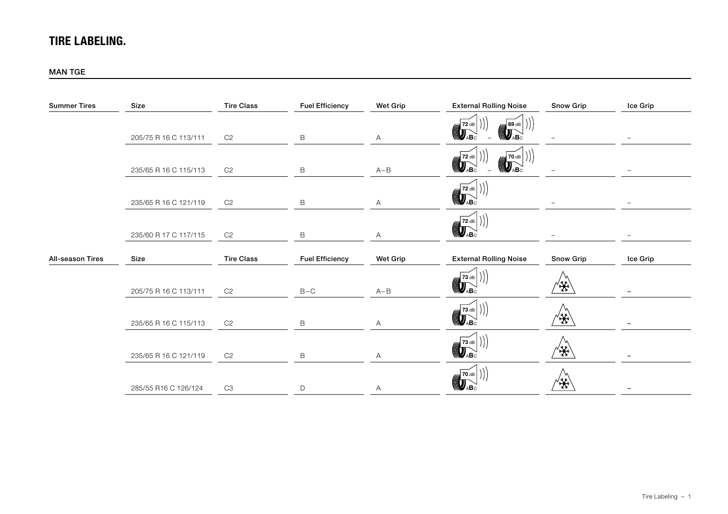# TIRE LABELING.

## MAN TGE

| Summer Tires | Size | Tire Class | Fuel Efficiency | Wet Grip | External Rolling Noise | Snow Grip | Ice Grip |
|---|---|---|---|---|---|---|---|
| | 205/75 R 16 C 113/111 | C2 | B | A | 72 dB ABC – 69 dB ABC | – | – |
| | 235/65 R 16 C 115/113 | C2 | B | A–B | 72 dB ABC – 70 dB ABC | – | – |
| | 235/65 R 16 C 121/119 | C2 | B | A | 72 dB ABC | – | – |
| | 235/60 R 17 C 117/115 | C2 | B | A | 72 dB ABC | – | – |

| All-season Tires | Size | Tire Class | Fuel Efficiency | Wet Grip | External Rolling Noise | Snow Grip | Ice Grip |
|---|---|---|---|---|---|---|---|
| | 205/75 R 16 C 113/111 | C2 | B–C | A–B | 73 dB ABC | ❄ | – |
| | 235/65 R 16 C 115/113 | C2 | B | A | 73 dB ABC | ❄ | – |
| | 235/65 R 16 C 121/119 | C2 | B | A | 73 dB ABC | ❄ | – |
| | 285/55 R16 C 126/124 | C3 | D | A | 70 dB ABC | ❄ | – |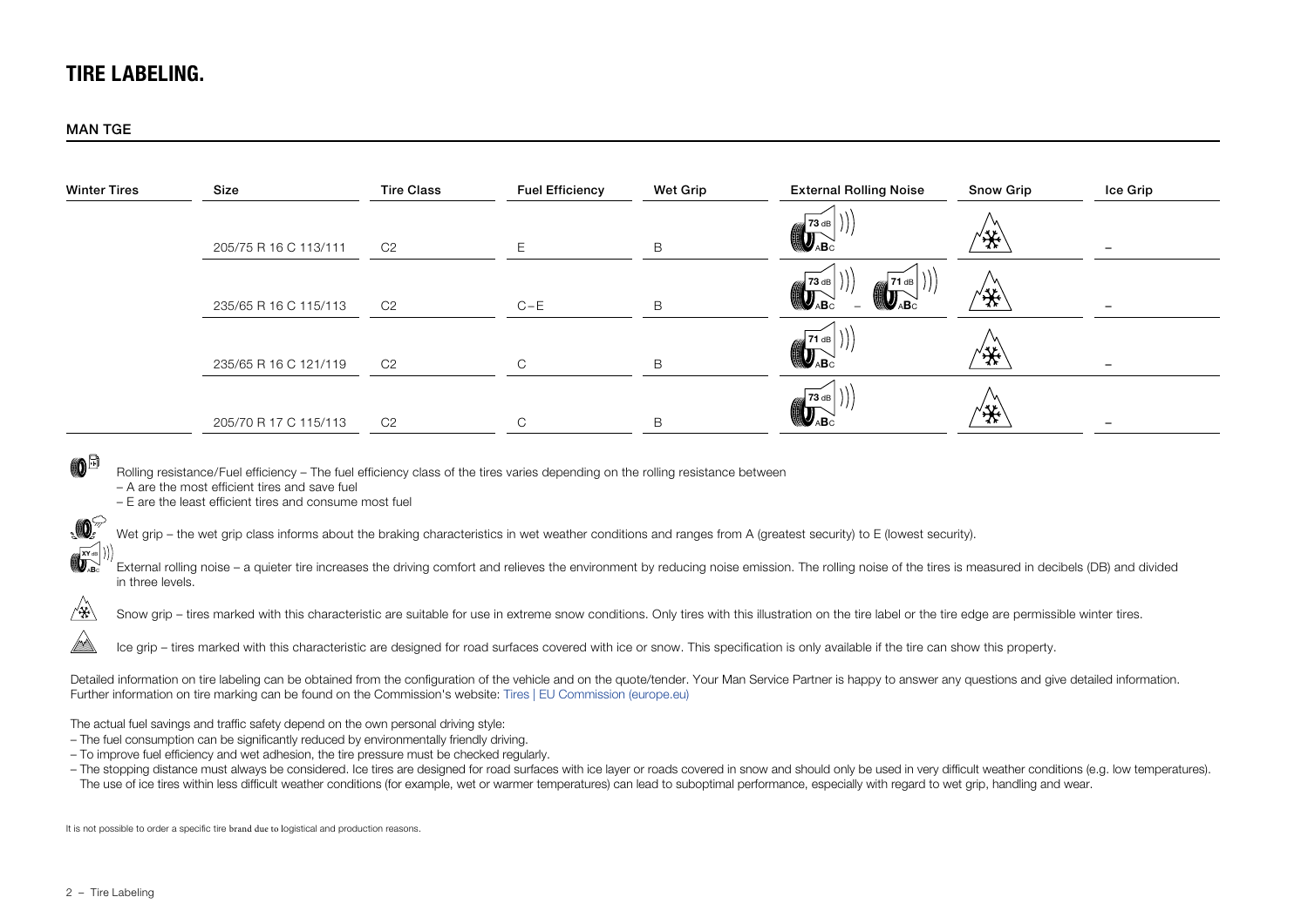# TIRE LABELING.

## MAN TGE

| Winter Tires | Size | Tire Class | Fuel Efficiency | Wet Grip | External Rolling Noise | Snow Grip | Ice Grip |
|---|---|---|---|---|---|---|---|
| | 205/75 R 16 C 113/111 | C2 | E | B | 73 dB ABC | ✓ | – |
| | 235/65 R 16 C 115/113 | C2 | C – E | B | 73 dB ABC – 71 dB ABC | ✓ | – |
| | 235/65 R 16 C 121/119 | C2 | C | B | 71 dB ABC | ✓ | – |
| | 205/70 R 17 C 115/113 | C2 | C | B | 73 dB ABC | ✓ | – |

Rolling resistance/Fuel efficiency – The fuel efficiency class of the tires varies depending on the rolling resistance between
- A are the most efficient tires and save fuel
- E are the least efficient tires and consume most fuel

Wet grip – the wet grip class informs about the braking characteristics in wet weather conditions and ranges from A (greatest security) to E (lowest security).

External rolling noise – a quieter tire increases the driving comfort and relieves the environment by reducing noise emission. The rolling noise of the tires is measured in decibels (DB) and divided in three levels.

Snow grip – tires marked with this characteristic are suitable for use in extreme snow conditions. Only tires with this illustration on the tire label or the tire edge are permissible winter tires.

Ice grip – tires marked with this characteristic are designed for road surfaces covered with ice or snow. This specification is only available if the tire can show this property.

Detailed information on tire labeling can be obtained from the configuration of the vehicle and on the quote/tender. Your Man Service Partner is happy to answer any questions and give detailed information. Further information on tire marking can be found on the Commission's website: Tires | EU Commission (europe.eu)

The actual fuel savings and traffic safety depend on the own personal driving style:
- The fuel consumption can be significantly reduced by environmentally friendly driving.
- To improve fuel efficiency and wet adhesion, the tire pressure must be checked regularly.
- The stopping distance must always be considered. Ice tires are designed for road surfaces with ice layer or roads covered in snow and should only be used in very difficult weather conditions (e.g. low temperatures). The use of ice tires within less difficult weather conditions (for example, wet or warmer temperatures) can lead to suboptimal performance, especially with regard to wet grip, handling and wear.

It is not possible to order a specific tire brand due to logistical and production reasons.